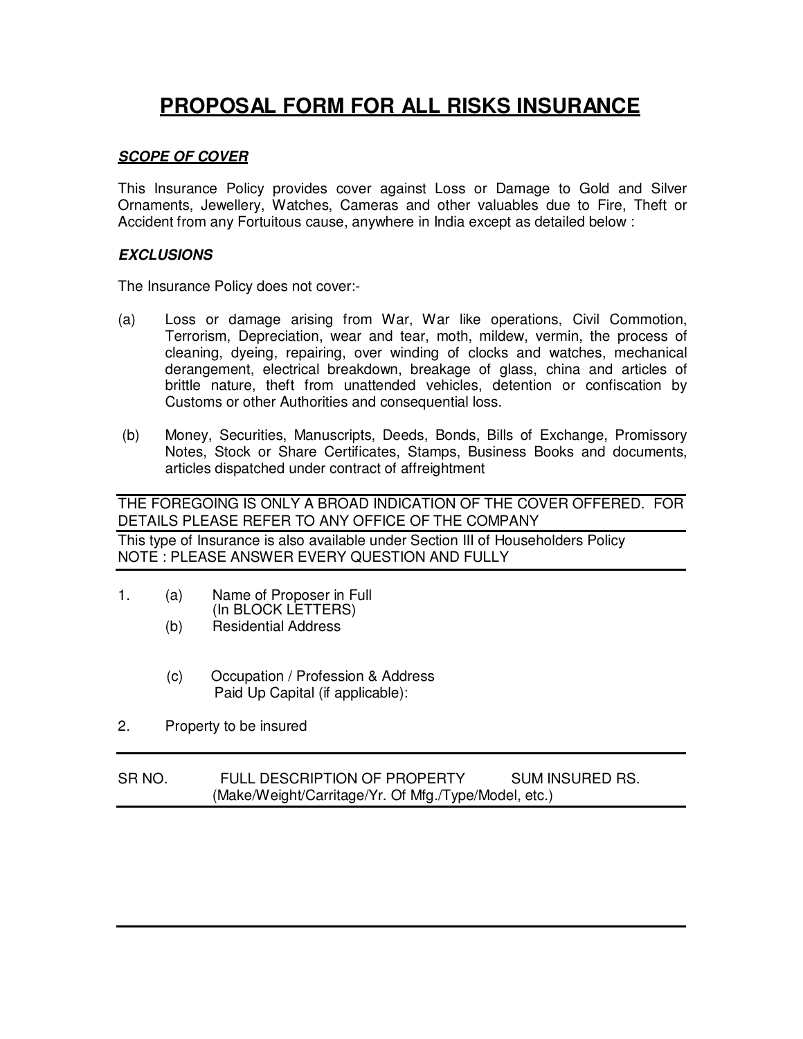# PROPOSAL FORM FOR ALL RISKS INSURANCE

***SCOPE OF COVER***

This Insurance Policy provides cover against Loss or Damage to Gold and Silver Ornaments, Jewellery, Watches, Cameras and other valuables due to Fire, Theft or Accident from any Fortuitous cause, anywhere in India except as detailed below :

***EXCLUSIONS***

The Insurance Policy does not cover:-

(a) Loss or damage arising from War, War like operations, Civil Commotion, Terrorism, Depreciation, wear and tear, moth, mildew, vermin, the process of cleaning, dyeing, repairing, over winding of clocks and watches, mechanical derangement, electrical breakdown, breakage of glass, china and articles of brittle nature, theft from unattended vehicles, detention or confiscation by Customs or other Authorities and consequential loss.

(b) Money, Securities, Manuscripts, Deeds, Bonds, Bills of Exchange, Promissory Notes, Stock or Share Certificates, Stamps, Business Books and documents, articles dispatched under contract of affreightment

THE FOREGOING IS ONLY A BROAD INDICATION OF THE COVER OFFERED. FOR DETAILS PLEASE REFER TO ANY OFFICE OF THE COMPANY

This type of Insurance is also available under Section III of Householders Policy
NOTE : PLEASE ANSWER EVERY QUESTION AND FULLY

1. (a) Name of Proposer in Full (In BLOCK LETTERS)
   (b) Residential Address

   (c) Occupation / Profession & Address
   Paid Up Capital (if applicable):

2. Property to be insured

| SR NO. | FULL DESCRIPTION OF PROPERTY (Make/Weight/Carritage/Yr. Of Mfg./Type/Model, etc.) | SUM INSURED RS. |
|---|---|---|
| | | |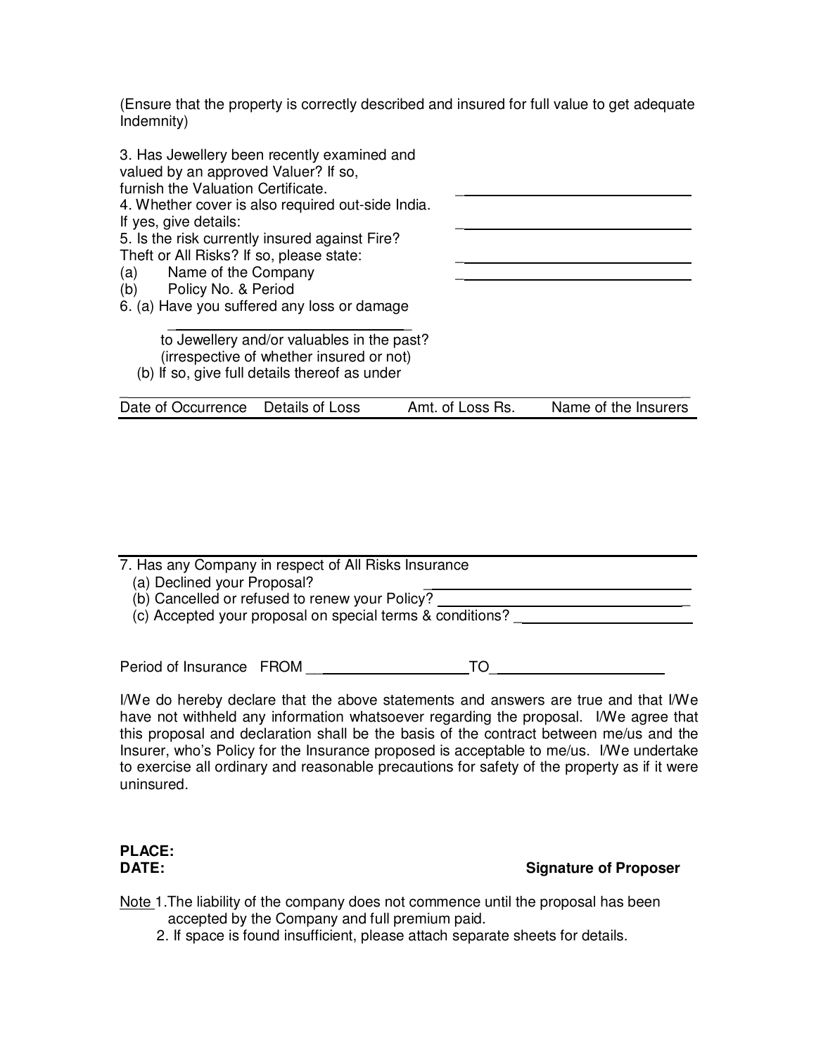(Ensure that the property is correctly described and insured for full value to get adequate Indemnity)

3. Has Jewellery been recently examined and valued by an approved Valuer? If so, furnish the Valuation Certificate. ______________________________

4. Whether cover is also required out-side India. If yes, give details: ______________________________

5. Is the risk currently insured against Fire? Theft or All Risks? If so, please state: ______________________________

(a) Name of the Company ______________________________

(b) Policy No. & Period

6. (a) Have you suffered any loss or damage ______________________________ to Jewellery and/or valuables in the past? (irrespective of whether insured or not)

(b) If so, give full details thereof as under

| Date of Occurrence | Details of Loss | Amt. of Loss Rs. | Name of the Insurers |
|---|---|---|---|
| | | | |

7. Has any Company in respect of All Risks Insurance

(a) Declined your Proposal? ______________________________

(b) Cancelled or refused to renew your Policy? ______________________________

(c) Accepted your proposal on special terms & conditions? ______________________________

Period of Insurance FROM ______________________ TO ______________________

I/We do hereby declare that the above statements and answers are true and that I/We have not withheld any information whatsoever regarding the proposal. I/We agree that this proposal and declaration shall be the basis of the contract between me/us and the Insurer, who's Policy for the Insurance proposed is acceptable to me/us. I/We undertake to exercise all ordinary and reasonable precautions for safety of the property as if it were uninsured.

**PLACE:**

**DATE:** **Signature of Proposer**

Note 1. The liability of the company does not commence until the proposal has been accepted by the Company and full premium paid.

2. If space is found insufficient, please attach separate sheets for details.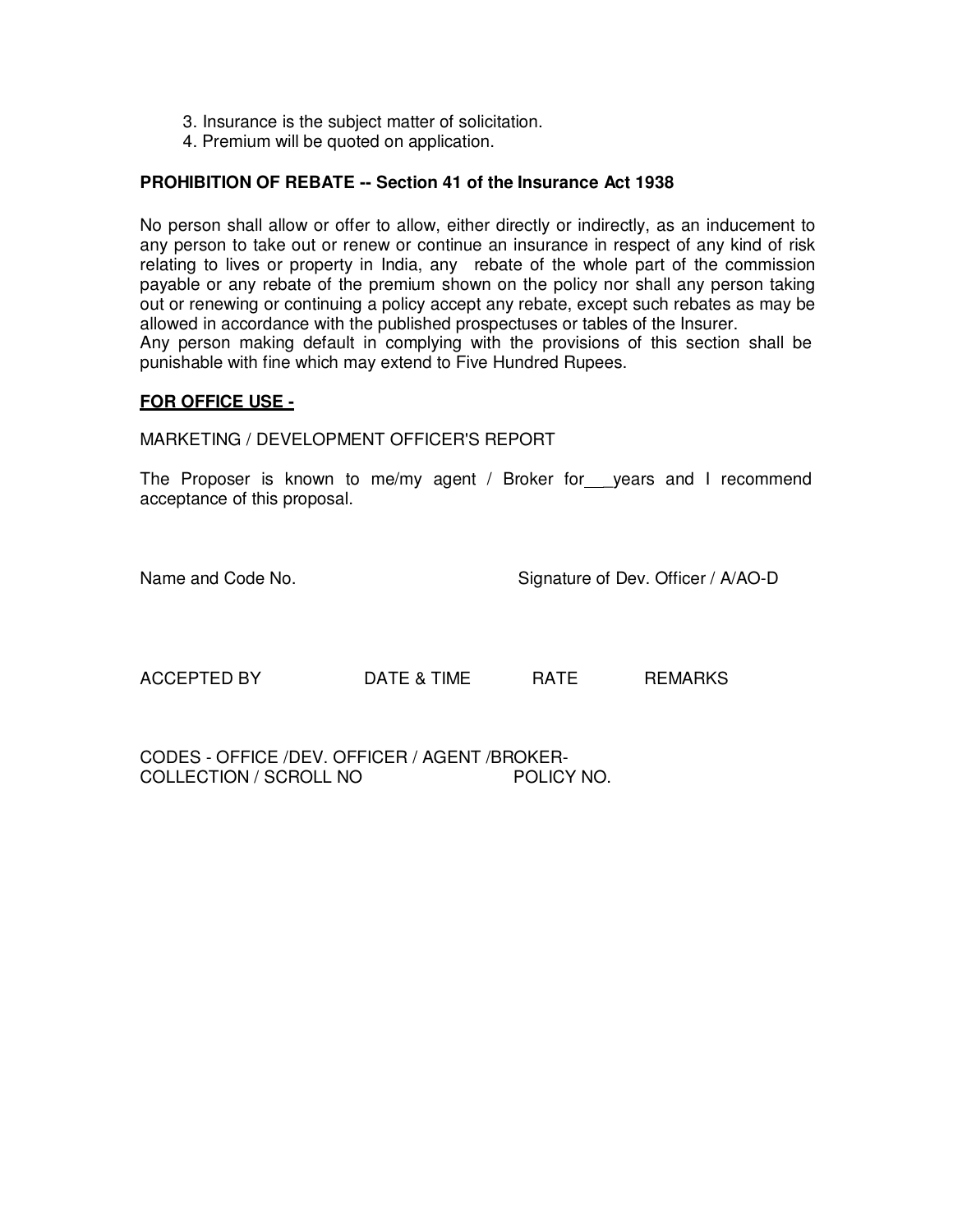3. Insurance is the subject matter of solicitation.
4. Premium will be quoted on application.

**PROHIBITION OF REBATE -- Section 41 of the Insurance Act 1938**

No person shall allow or offer to allow, either directly or indirectly, as an inducement to any person to take out or renew or continue an insurance in respect of any kind of risk relating to lives or property in India, any rebate of the whole part of the commission payable or any rebate of the premium shown on the policy nor shall any person taking out or renewing or continuing a policy accept any rebate, except such rebates as may be allowed in accordance with the published prospectuses or tables of the Insurer.
Any person making default in complying with the provisions of this section shall be punishable with fine which may extend to Five Hundred Rupees.

**<u>FOR OFFICE USE -</u>**

MARKETING / DEVELOPMENT OFFICER'S REPORT

The Proposer is known to me/my agent / Broker for___years and I recommend acceptance of this proposal.

Name and Code No. Signature of Dev. Officer / A/AO-D

ACCEPTED BY DATE & TIME RATE REMARKS

CODES - OFFICE /DEV. OFFICER / AGENT /BROKER-
COLLECTION / SCROLL NO POLICY NO.